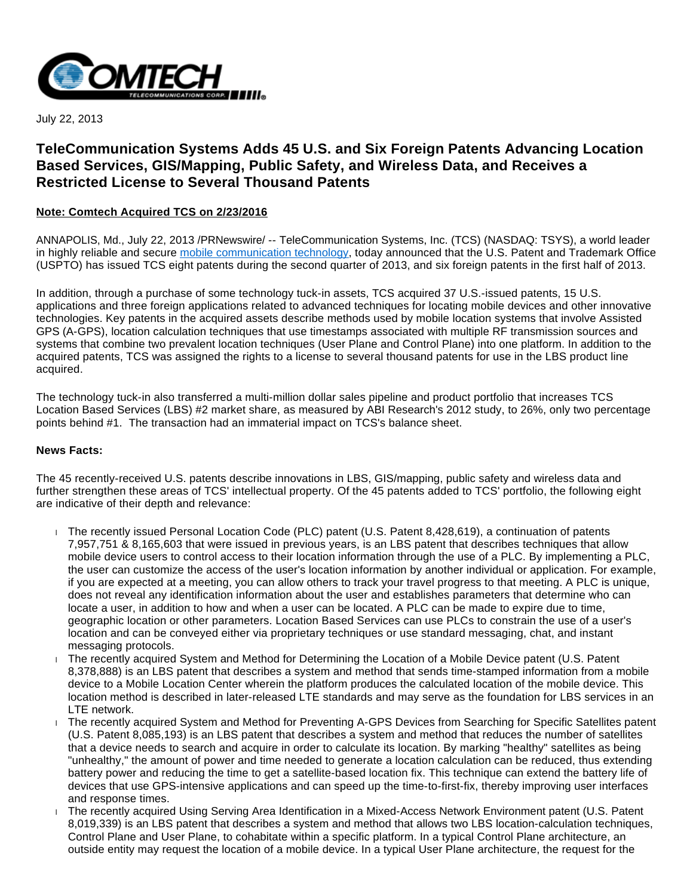July 22, 2013

# TeleCommunication Systems Adds 45 U.S. and Six Foreign Patents Advancing Location Based Services, GIS/Mapping, Public Safety, and Wireless Data, and Receives a Restricted License to Several Thousand Patents

**Note: Comtech Acquired TCS on 2/23/2016**

ANNAPOLIS, Md., July 22, 2013 /PRNewswire/ -- TeleCommunication Systems, Inc. (TCS) (NASDAQ: TSYS), a world leader in highly reliable and secure mobile communication technology, today announced that the U.S. Patent and Trademark Office (USPTO) has issued TCS eight patents during the second quarter of 2013, and six foreign patents in the first half of 2013.

In addition, through a purchase of some technology tuck-in assets, TCS acquired 37 U.S.-issued patents, 15 U.S. applications and three foreign applications related to advanced techniques for locating mobile devices and other innovative technologies. Key patents in the acquired assets describe methods used by mobile location systems that involve Assisted GPS (A-GPS), location calculation techniques that use timestamps associated with multiple RF transmission sources and systems that combine two prevalent location techniques (User Plane and Control Plane) into one platform. In addition to the acquired patents, TCS was assigned the rights to a license to several thousand patents for use in the LBS product line acquired.

The technology tuck-in also transferred a multi-million dollar sales pipeline and product portfolio that increases TCS Location Based Services (LBS) #2 market share, as measured by ABI Research's 2012 study, to 26%, only two percentage points behind #1. The transaction had an immaterial impact on TCS's balance sheet.

**News Facts:**

The 45 recently-received U.S. patents describe innovations in LBS, GIS/mapping, public safety and wireless data and further strengthen these areas of TCS' intellectual property. Of the 45 patents added to TCS' portfolio, the following eight are indicative of their depth and relevance:

- The recently issued Personal Location Code (PLC) patent (U.S. Patent 8,428,619), a continuation of patents 7,957,751 & 8,165,603 that were issued in previous years, is an LBS patent that describes techniques that allow mobile device users to control access to their location information through the use of a PLC. By implementing a PLC, the user can customize the access of the user's location information by another individual or application. For example, if you are expected at a meeting, you can allow others to track your travel progress to that meeting. A PLC is unique, does not reveal any identification information about the user and establishes parameters that determine who can locate a user, in addition to how and when a user can be located. A PLC can be made to expire due to time, geographic location or other parameters. Location Based Services can use PLCs to constrain the use of a user's location and can be conveyed either via proprietary techniques or use standard messaging, chat, and instant messaging protocols.
- The recently acquired System and Method for Determining the Location of a Mobile Device patent (U.S. Patent 8,378,888) is an LBS patent that describes a system and method that sends time-stamped information from a mobile device to a Mobile Location Center wherein the platform produces the calculated location of the mobile device. This location method is described in later-released LTE standards and may serve as the foundation for LBS services in an LTE network.
- The recently acquired System and Method for Preventing A-GPS Devices from Searching for Specific Satellites patent (U.S. Patent 8,085,193) is an LBS patent that describes a system and method that reduces the number of satellites that a device needs to search and acquire in order to calculate its location. By marking "healthy" satellites as being "unhealthy," the amount of power and time needed to generate a location calculation can be reduced, thus extending battery power and reducing the time to get a satellite-based location fix. This technique can extend the battery life of devices that use GPS-intensive applications and can speed up the time-to-first-fix, thereby improving user interfaces and response times.
- The recently acquired Using Serving Area Identification in a Mixed-Access Network Environment patent (U.S. Patent 8,019,339) is an LBS patent that describes a system and method that allows two LBS location-calculation techniques, Control Plane and User Plane, to cohabitate within a specific platform. In a typical Control Plane architecture, an outside entity may request the location of a mobile device. In a typical User Plane architecture, the request for the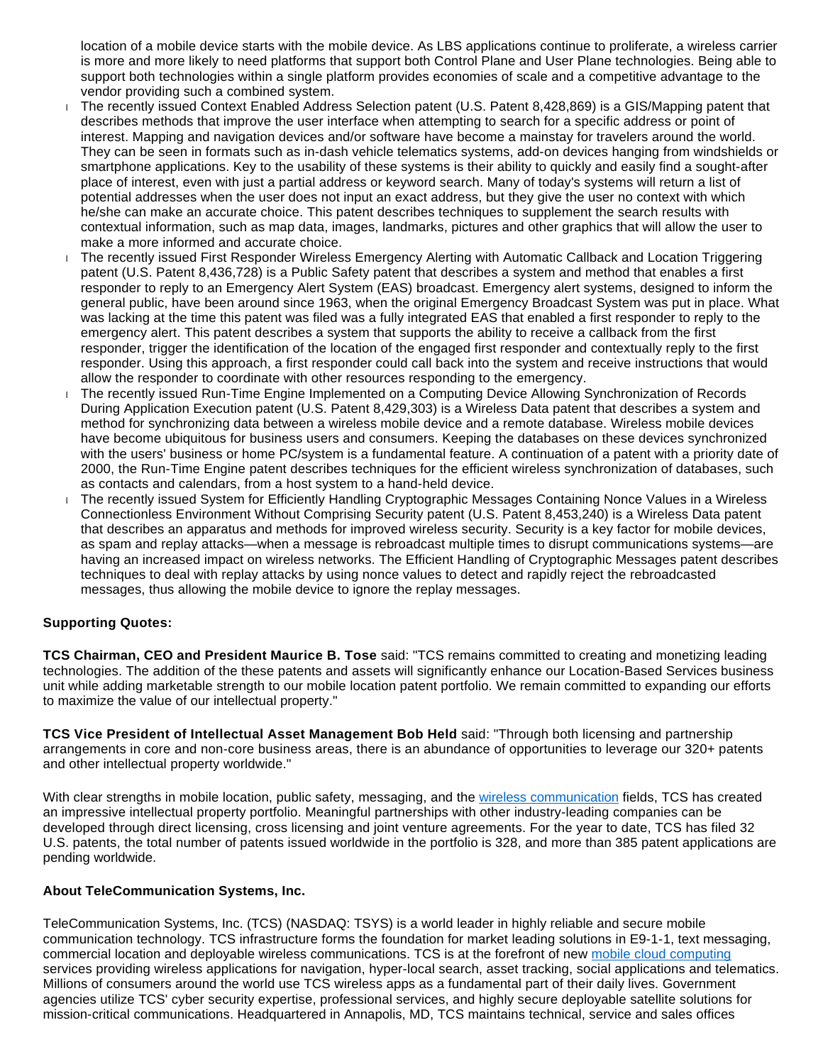location of a mobile device starts with the mobile device. As LBS applications continue to proliferate, a wireless carrier is more and more likely to need platforms that support both Control Plane and User Plane technologies. Being able to support both technologies within a single platform provides economies of scale and a competitive advantage to the vendor providing such a combined system.

- The recently issued Context Enabled Address Selection patent (U.S. Patent 8,428,869) is a GIS/Mapping patent that describes methods that improve the user interface when attempting to search for a specific address or point of interest. Mapping and navigation devices and/or software have become a mainstay for travelers around the world. They can be seen in formats such as in-dash vehicle telematics systems, add-on devices hanging from windshields or smartphone applications. Key to the usability of these systems is their ability to quickly and easily find a sought-after place of interest, even with just a partial address or keyword search. Many of today's systems will return a list of potential addresses when the user does not input an exact address, but they give the user no context with which he/she can make an accurate choice. This patent describes techniques to supplement the search results with contextual information, such as map data, images, landmarks, pictures and other graphics that will allow the user to make a more informed and accurate choice.
- The recently issued First Responder Wireless Emergency Alerting with Automatic Callback and Location Triggering patent (U.S. Patent 8,436,728) is a Public Safety patent that describes a system and method that enables a first responder to reply to an Emergency Alert System (EAS) broadcast. Emergency alert systems, designed to inform the general public, have been around since 1963, when the original Emergency Broadcast System was put in place. What was lacking at the time this patent was filed was a fully integrated EAS that enabled a first responder to reply to the emergency alert. This patent describes a system that supports the ability to receive a callback from the first responder, trigger the identification of the location of the engaged first responder and contextually reply to the first responder. Using this approach, a first responder could call back into the system and receive instructions that would allow the responder to coordinate with other resources responding to the emergency.
- The recently issued Run-Time Engine Implemented on a Computing Device Allowing Synchronization of Records During Application Execution patent (U.S. Patent 8,429,303) is a Wireless Data patent that describes a system and method for synchronizing data between a wireless mobile device and a remote database. Wireless mobile devices have become ubiquitous for business users and consumers. Keeping the databases on these devices synchronized with the users' business or home PC/system is a fundamental feature. A continuation of a patent with a priority date of 2000, the Run-Time Engine patent describes techniques for the efficient wireless synchronization of databases, such as contacts and calendars, from a host system to a hand-held device.
- The recently issued System for Efficiently Handling Cryptographic Messages Containing Nonce Values in a Wireless Connectionless Environment Without Comprising Security patent (U.S. Patent 8,453,240) is a Wireless Data patent that describes an apparatus and methods for improved wireless security. Security is a key factor for mobile devices, as spam and replay attacks—when a message is rebroadcast multiple times to disrupt communications systems—are having an increased impact on wireless networks. The Efficient Handling of Cryptographic Messages patent describes techniques to deal with replay attacks by using nonce values to detect and rapidly reject the rebroadcasted messages, thus allowing the mobile device to ignore the replay messages.

**Supporting Quotes:**

**TCS Chairman, CEO and President Maurice B. Tose** said: "TCS remains committed to creating and monetizing leading technologies. The addition of the these patents and assets will significantly enhance our Location-Based Services business unit while adding marketable strength to our mobile location patent portfolio. We remain committed to expanding our efforts to maximize the value of our intellectual property."

**TCS Vice President of Intellectual Asset Management Bob Held** said: "Through both licensing and partnership arrangements in core and non-core business areas, there is an abundance of opportunities to leverage our 320+ patents and other intellectual property worldwide."

With clear strengths in mobile location, public safety, messaging, and the wireless communication fields, TCS has created an impressive intellectual property portfolio. Meaningful partnerships with other industry-leading companies can be developed through direct licensing, cross licensing and joint venture agreements. For the year to date, TCS has filed 32 U.S. patents, the total number of patents issued worldwide in the portfolio is 328, and more than 385 patent applications are pending worldwide.

**About TeleCommunication Systems, Inc.**

TeleCommunication Systems, Inc. (TCS) (NASDAQ: TSYS) is a world leader in highly reliable and secure mobile communication technology. TCS infrastructure forms the foundation for market leading solutions in E9-1-1, text messaging, commercial location and deployable wireless communications. TCS is at the forefront of new mobile cloud computing services providing wireless applications for navigation, hyper-local search, asset tracking, social applications and telematics. Millions of consumers around the world use TCS wireless apps as a fundamental part of their daily lives. Government agencies utilize TCS' cyber security expertise, professional services, and highly secure deployable satellite solutions for mission-critical communications. Headquartered in Annapolis, MD, TCS maintains technical, service and sales offices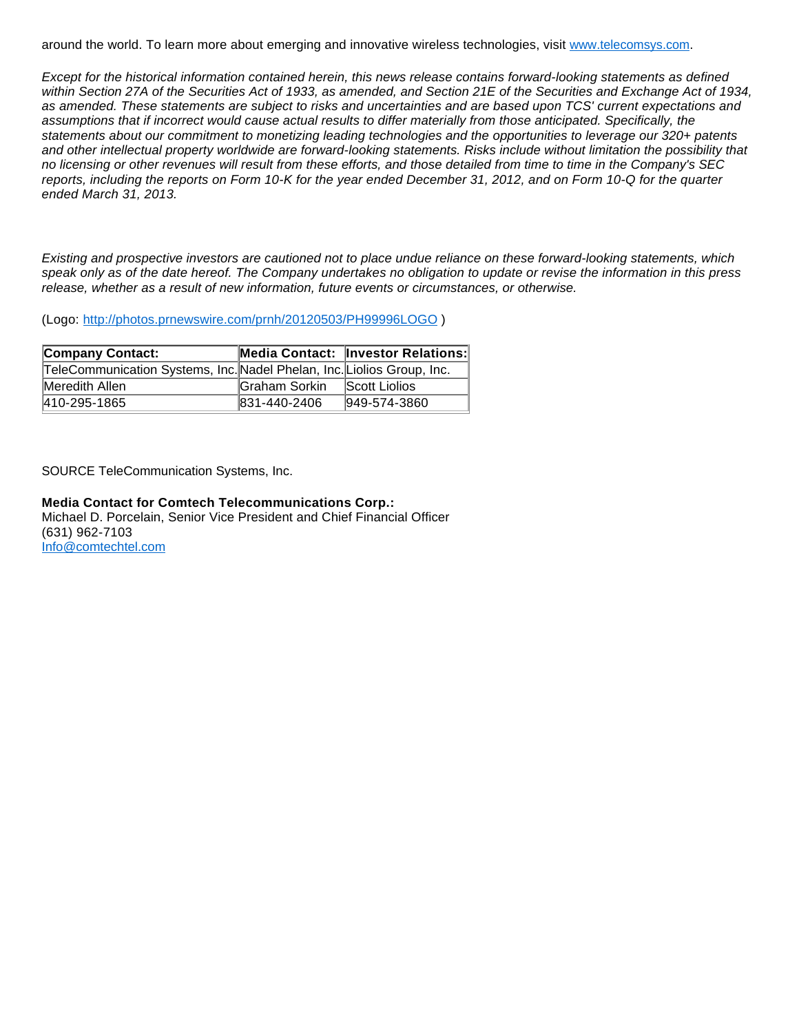around the world. To learn more about emerging and innovative wireless technologies, visit [www.telecomsys.com](http://www.telecomsys.com).

*Except for the historical information contained herein, this news release contains forward-looking statements as defined within Section 27A of the Securities Act of 1933, as amended, and Section 21E of the Securities and Exchange Act of 1934, as amended. These statements are subject to risks and uncertainties and are based upon TCS' current expectations and assumptions that if incorrect would cause actual results to differ materially from those anticipated. Specifically, the statements about our commitment to monetizing leading technologies and the opportunities to leverage our 320+ patents and other intellectual property worldwide are forward-looking statements. Risks include without limitation the possibility that no licensing or other revenues will result from these efforts, and those detailed from time to time in the Company's SEC reports, including the reports on Form 10-K for the year ended December 31, 2012, and on Form 10-Q for the quarter ended March 31, 2013.*

*Existing and prospective investors are cautioned not to place undue reliance on these forward-looking statements, which speak only as of the date hereof. The Company undertakes no obligation to update or revise the information in this press release, whether as a result of new information, future events or circumstances, or otherwise.*

(Logo: [http://photos.prnewswire.com/prnh/20120503/PH99996LOGO](http://photos.prnewswire.com/prnh/20120503/PH99996LOGO) )

| **Company Contact:** | **Media Contact:** | **Investor Relations:** |
|---|---|---|
| TeleCommunication Systems, Inc. | Nadel Phelan, Inc. | Liolios Group, Inc. |
| Meredith Allen | Graham Sorkin | Scott Liolios |
| 410-295-1865 | 831-440-2406 | 949-574-3860 |

SOURCE TeleCommunication Systems, Inc.

**Media Contact for Comtech Telecommunications Corp.:**
Michael D. Porcelain, Senior Vice President and Chief Financial Officer
(631) 962-7103
[Info@comtechtel.com](mailto:Info@comtechtel.com)